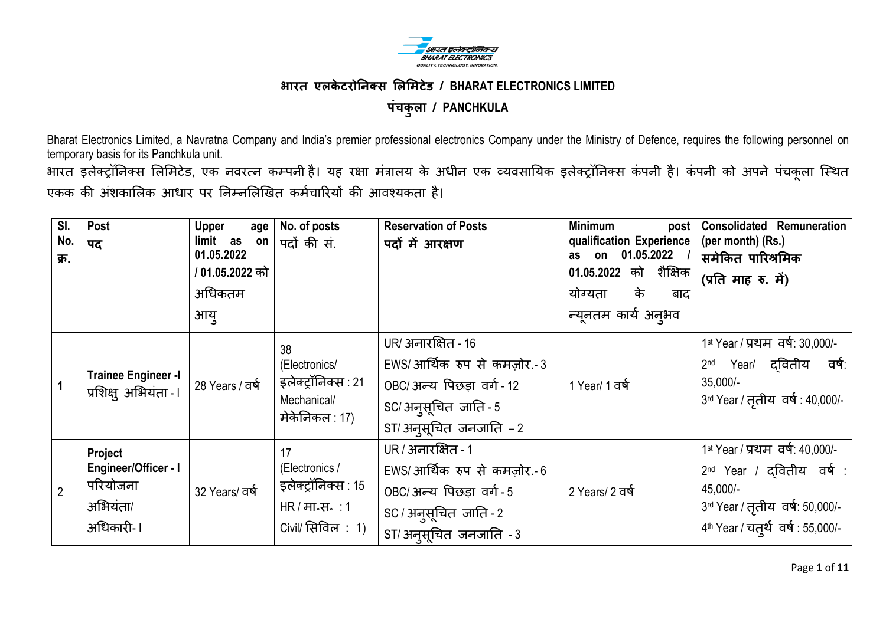# भारत एलकेटरोनिक्स लिमिटेड / BHARAT ELECTRONICS LIMITED

## पंचकुला / PANCHKULA

Bharat Electronics Limited, a Navratna Company and India's premier professional electronics Company under the Ministry of Defence, requires the following personnel on temporary basis for its Panchkula unit.

भारत इलेक्ट्रॉनिक्स लिमिटेड, एक नवरत्न कम्पनी है। यह रक्षा मंत्रालय के अधीन एक व्यवसायिक इलेक्ट्रॉनिक्स कंपनी है। कंपनी को अपने पंचकूला स्थित एकक की अंशकालिक आधार पर निम्नलिखित कर्मचारियों की आवश्यकता है।

| Sl. No. क्र. | Post पद | Upper age limit as on 01.05.2022 / 01.05.2022 को अधिकतम आयु | No. of posts पदों की सं. | Reservation of Posts पदों में आरक्षण | Minimum post qualification Experience as on 01.05.2022 / 01.05.2022 को शैक्षिक योग्यता के बाद न्यूनतम कार्य अनुभव | Consolidated Remuneration (per month) (Rs.) समेकित पारिश्रमिक (प्रति माह रु. में) |
|---|---|---|---|---|---|---|
| 1 | **Trainee Engineer -I** प्रशिक्षु अभियंता - I | 28 Years / वर्ष | 38 (Electronics/ इलेक्ट्रॉनिक्स : 21 Mechanical/ मेकेनिकल : 17) | UR/ अनारक्षित - 16<br>EWS/ आर्थिक रुप से कमज़ोर.- 3<br>OBC/ अन्य पिछड़ा वर्ग - 12<br>SC/ अनुसूचित जाति - 5<br>ST/ अनुसूचित जनजाति – 2 | 1 Year/ 1 वर्ष | 1st Year / प्रथम वर्ष: 30,000/-<br>2nd Year/ द्वितीय वर्ष: 35,000/-<br>3rd Year / तृतीय वर्ष : 40,000/- |
| 2 | **Project Engineer/Officer - I** परियोजना अभियंता/ अधिकारी- I | 32 Years/ वर्ष | 17 (Electronics / इलेक्ट्रॉनिक्स : 15 HR / मा॰स॰ : 1 Civil/ सिविल : 1) | UR / अनारक्षित - 1<br>EWS/ आर्थिक रुप से कमज़ोर.- 6<br>OBC/ अन्य पिछड़ा वर्ग - 5<br>SC / अनुसूचित जाति - 2<br>ST/ अनुसूचित जनजाति - 3 | 2 Years/ 2 वर्ष | 1st Year / प्रथम वर्ष: 40,000/-<br>2nd Year / द्वितीय वर्ष : 45,000/-<br>3rd Year / तृतीय वर्ष: 50,000/-<br>4th Year / चतुर्थ वर्ष : 55,000/- |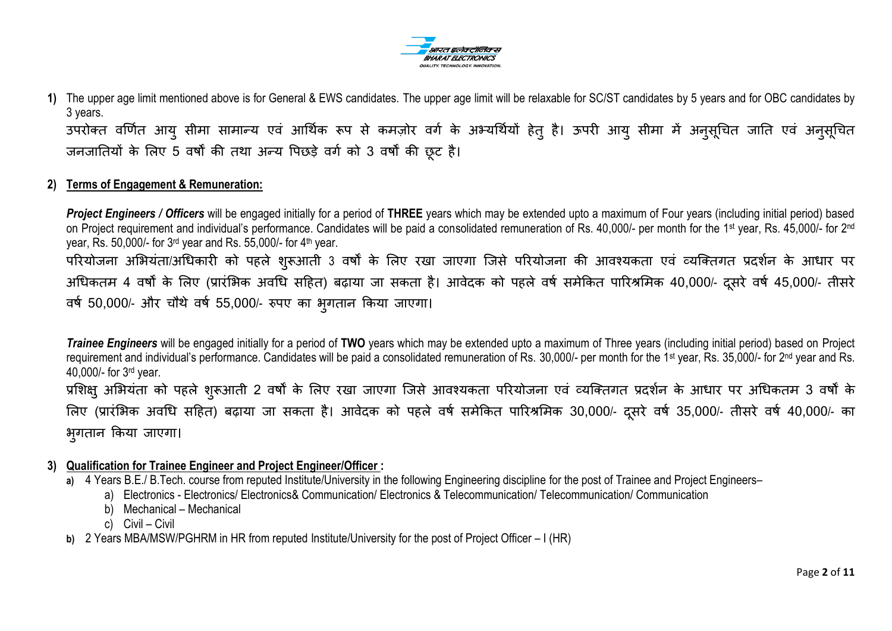1) The upper age limit mentioned above is for General & EWS candidates. The upper age limit will be relaxable for SC/ST candidates by 5 years and for OBC candidates by 3 years.

उपरोक्त वर्णित आयु सीमा सामान्य एवं आर्थिक रूप से कमज़ोर वर्ग के अभ्यर्थियों हेतु है। ऊपरी आयु सीमा में अनुसूचित जाति एवं अनुसूचित जनजातियों के लिए 5 वर्षों की तथा अन्य पिछड़े वर्ग को 3 वर्षों की छूट है।

2) **Terms of Engagement & Remuneration:**

***Project Engineers / Officers*** will be engaged initially for a period of **THREE** years which may be extended upto a maximum of Four years (including initial period) based on Project requirement and individual's performance. Candidates will be paid a consolidated remuneration of Rs. 40,000/- per month for the 1st year, Rs. 45,000/- for 2nd year, Rs. 50,000/- for 3rd year and Rs. 55,000/- for 4th year.

परियोजना अभियंता/अधिकारी को पहले शुरूआती 3 वर्षों के लिए रखा जाएगा जिसे परियोजना की आवश्यकता एवं व्यक्तिगत प्रदर्शन के आधार पर अधिकतम 4 वर्षों के लिए (प्रारंभिक अवधि सहित) बढ़ाया जा सकता है। आवेदक को पहले वर्ष समेकित पारिश्रमिक 40,000/- दूसरे वर्ष 45,000/- तीसरे वर्ष 50,000/- और चौथे वर्ष 55,000/- रुपए का भुगतान किया जाएगा।

***Trainee Engineers*** will be engaged initially for a period of **TWO** years which may be extended upto a maximum of Three years (including initial period) based on Project requirement and individual's performance. Candidates will be paid a consolidated remuneration of Rs. 30,000/- per month for the 1st year, Rs. 35,000/- for 2nd year and Rs. 40,000/- for 3rd year.

प्रशिक्षु अभियंता को पहले शुरूआती 2 वर्षों के लिए रखा जाएगा जिसे आवश्यकता परियोजना एवं व्यक्तिगत प्रदर्शन के आधार पर अधिकतम 3 वर्षों के लिए (प्रारंभिक अवधि सहित) बढ़ाया जा सकता है। आवेदक को पहले वर्ष समेकित पारिश्रमिक 30,000/- दूसरे वर्ष 35,000/- तीसरे वर्ष 40,000/- का भुगतान किया जाएगा।

3) **Qualification for Trainee Engineer and Project Engineer/Officer :**

a) 4 Years B.E./ B.Tech. course from reputed Institute/University in the following Engineering discipline for the post of Trainee and Project Engineers–
   - a) Electronics - Electronics/ Electronics& Communication/ Electronics & Telecommunication/ Telecommunication/ Communication
   - b) Mechanical – Mechanical
   - c) Civil – Civil

b) 2 Years MBA/MSW/PGHRM in HR from reputed Institute/University for the post of Project Officer – I (HR)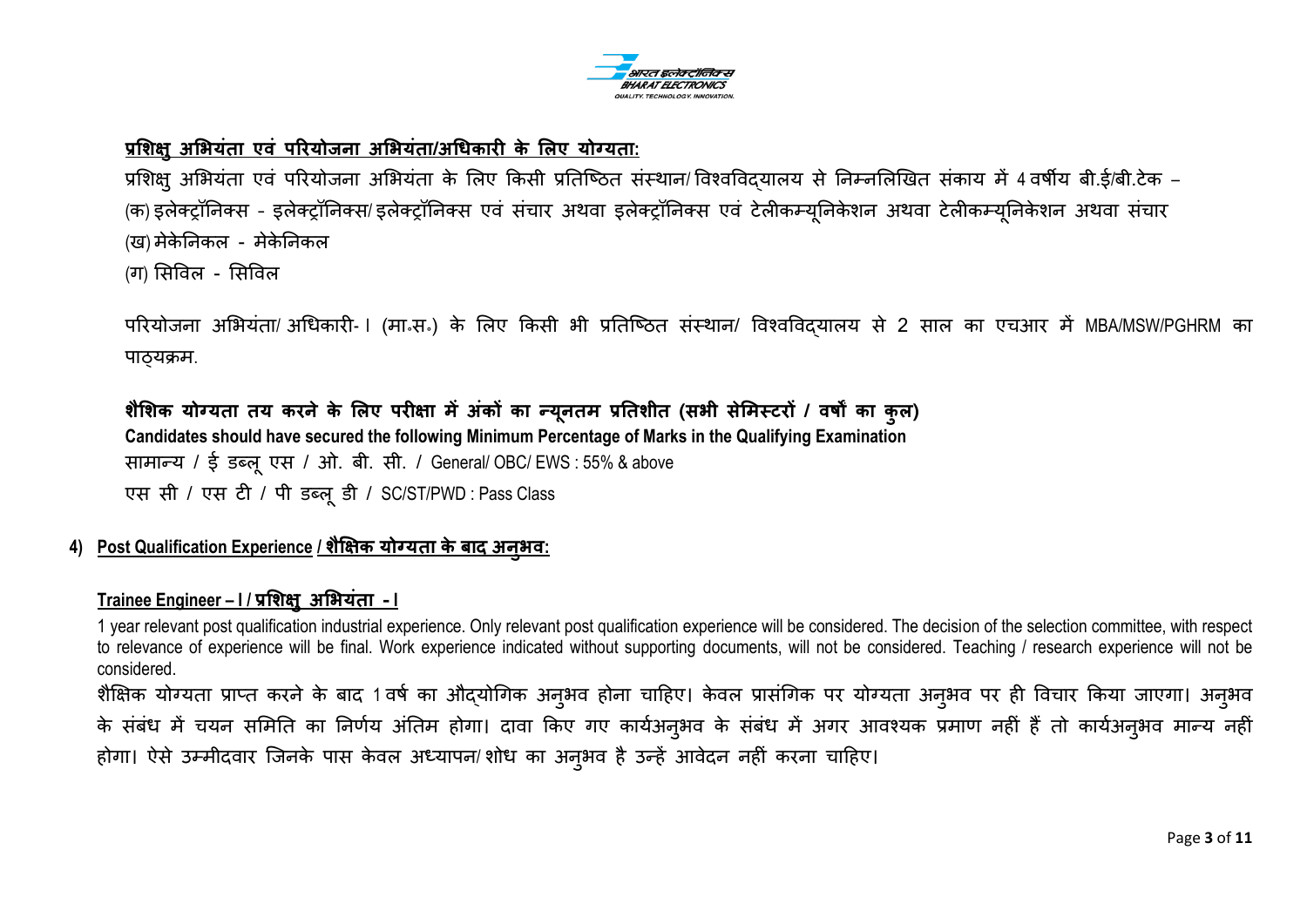**प्रशिक्षु अभियंता एवं परियोजना अभियंता/अधिकारी के लिए योग्यता:**

प्रशिक्षु अभियंता एवं परियोजना अभियंता के लिए किसी प्रतिष्ठित संस्थान/ विश्वविद्यालय से निम्नलिखित संकाय में 4 वर्षीय बी.ई/बी.टेक –

(क) इलेक्ट्रॉनिक्स - इलेक्ट्रॉनिक्स/ इलेक्ट्रॉनिक्स एवं संचार अथवा इलेक्ट्रॉनिक्स एवं टेलीकम्यूनिकेशन अथवा टेलीकम्यूनिकेशन अथवा संचार

(ख) मेकेनिकल - मेकेनिकल

(ग) सिविल - सिविल

परियोजना अभियंता/ अधिकारी- I (मा॰स॰) के लिए किसी भी प्रतिष्ठित संस्थान/ विश्वविद्यालय से 2 साल का एचआर में MBA/MSW/PGHRM का पाठ्यक्रम.

**शैशिक योग्यता तय करने के लिए परीक्षा में अंकों का न्यूनतम प्रतिशीत (सभी सेमिस्टरों / वर्षों का कुल)**

**Candidates should have secured the following Minimum Percentage of Marks in the Qualifying Examination**

सामान्य / ई डब्लू एस / ओ. बी. सी. / General/ OBC/ EWS : 55% & above

एस सी / एस टी / पी डब्लू डी / SC/ST/PWD : Pass Class

**4) Post Qualification Experience / शैक्षिक योग्यता के बाद अनुभव:**

**Trainee Engineer – I / प्रशिक्षु अभियंता - I**

1 year relevant post qualification industrial experience. Only relevant post qualification experience will be considered. The decision of the selection committee, with respect to relevance of experience will be final. Work experience indicated without supporting documents, will not be considered. Teaching / research experience will not be considered.

शैक्षिक योग्यता प्राप्त करने के बाद 1 वर्ष का औद्योगिक अनुभव होना चाहिए। केवल प्रासंगिक पर योग्यता अनुभव पर ही विचार किया जाएगा। अनुभव के संबंध में चयन समिति का निर्णय अंतिम होगा। दावा किए गए कार्यअनुभव के संबंध में अगर आवश्यक प्रमाण नहीं हैं तो कार्यअनुभव मान्य नहीं होगा। ऐसे उम्मीदवार जिनके पास केवल अध्यापन/ शोध का अनुभव है उन्हें आवेदन नहीं करना चाहिए।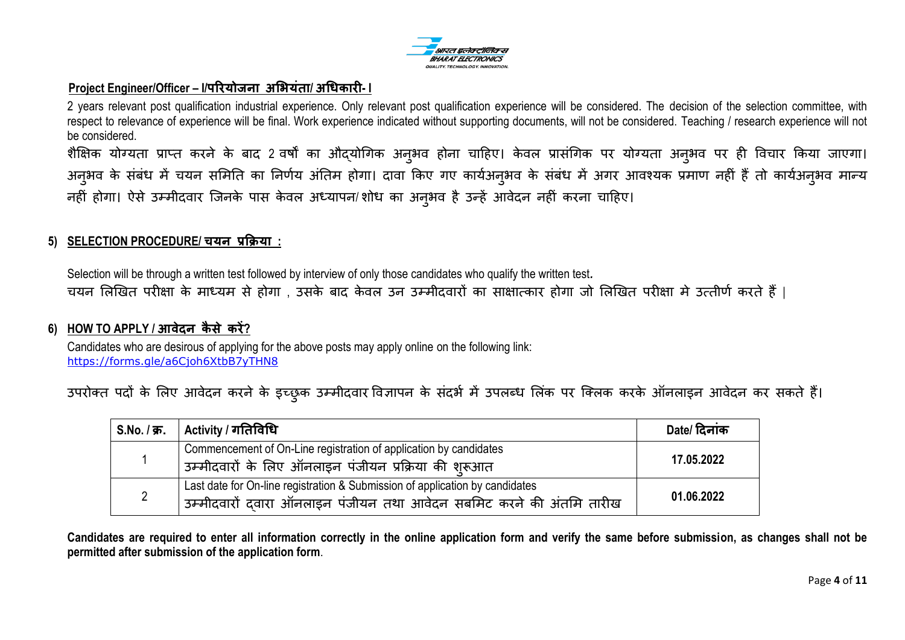**Project Engineer/Officer – I/परियोजना अभियंता/ अधिकारी- I**

2 years relevant post qualification industrial experience. Only relevant post qualification experience will be considered. The decision of the selection committee, with respect to relevance of experience will be final. Work experience indicated without supporting documents, will not be considered. Teaching / research experience will not be considered.

शैक्षिक योग्यता प्राप्त करने के बाद 2 वर्षों का औद्योगिक अनुभव होना चाहिए। केवल प्रासंगिक पर योग्यता अनुभव पर ही विचार किया जाएगा। अनुभव के संबंध में चयन समिति का निर्णय अंतिम होगा। दावा किए गए कार्यअनुभव के संबंध में अगर आवश्यक प्रमाण नहीं हैं तो कार्यअनुभव मान्य नहीं होगा। ऐसे उम्मीदवार जिनके पास केवल अध्यापन/ शोध का अनुभव है उन्हें आवेदन नहीं करना चाहिए।

## 5) SELECTION PROCEDURE/ चयन प्रक्रिया :

Selection will be through a written test followed by interview of only those candidates who qualify the written test.

चयन लिखित परीक्षा के माध्यम से होगा , उसके बाद केवल उन उम्मीदवारों का साक्षात्कार होगा जो लिखित परीक्षा मे उत्तीर्ण करते हैं |

## 6) HOW TO APPLY / आवेदन कैसे करें?

Candidates who are desirous of applying for the above posts may apply online on the following link:
https://forms.gle/a6Cjoh6XtbB7yTHN8

उपरोक्त पदों के लिए आवेदन करने के इच्छुक उम्मीदवार विज्ञापन के संदर्भ में उपलब्ध लिंक पर क्लिक करके ऑनलाइन आवेदन कर सकते हैं।

| S.No. / क्र. | Activity / गतिविधि | Date/ दिनांक |
|---|---|---|
| 1 | Commencement of On-Line registration of application by candidates<br>उम्मीदवारों के लिए ऑनलाइन पंजीयन प्रक्रिया की शुरूआत | **17.05.2022** |
| 2 | Last date for On-line registration & Submission of application by candidates<br>उम्मीदवारों द्वारा ऑनलाइन पंजीयन तथा आवेदन सबमिट करने की अंतमि तारीख | **01.06.2022** |

**Candidates are required to enter all information correctly in the online application form and verify the same before submission, as changes shall not be permitted after submission of the application form**.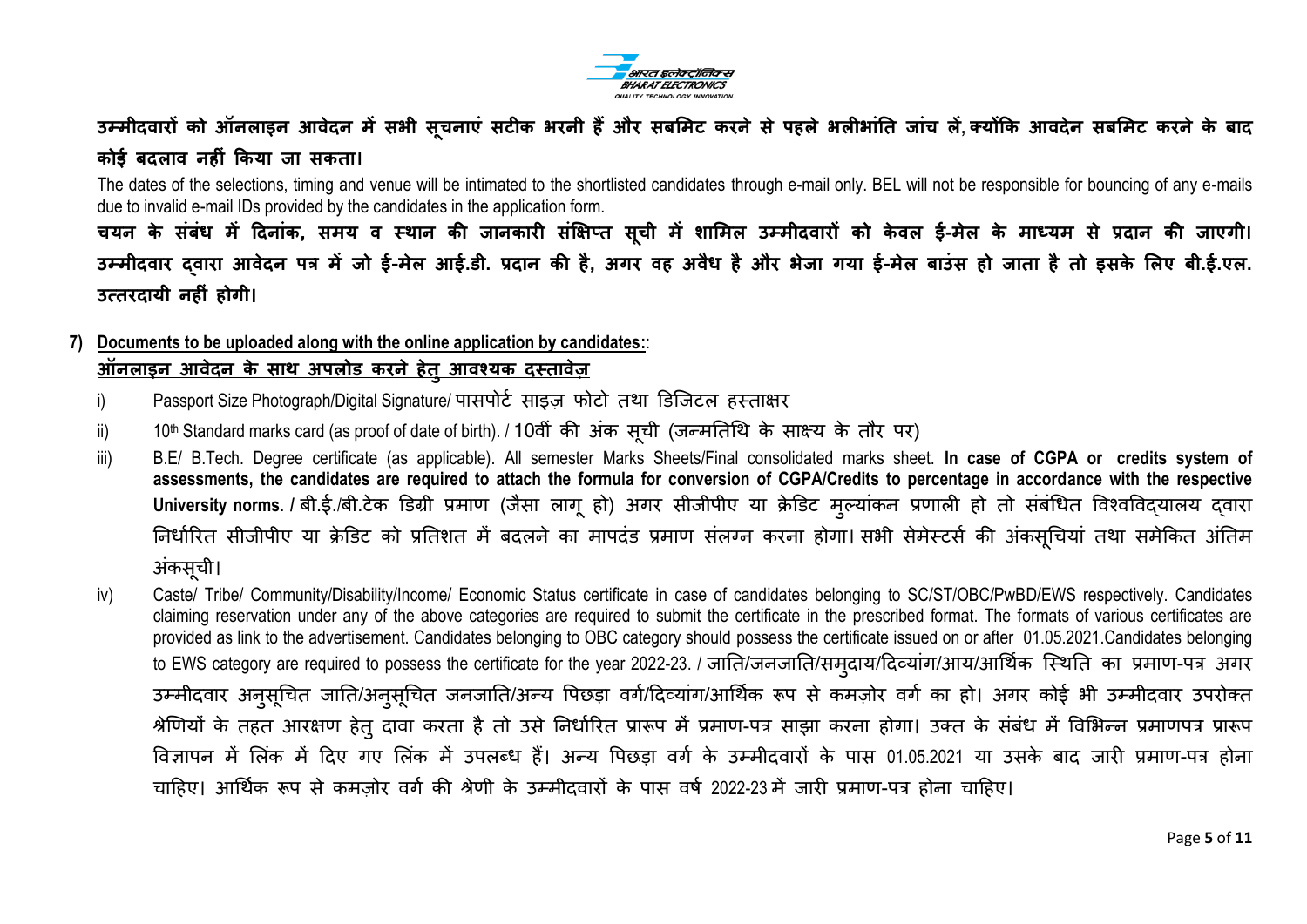**उम्मीदवारों को ऑनलाइन आवेदन में सभी सूचनाएं सटीक भरनी हैं और सबमिट करने से पहले भलीभांति जांच लें, क्योंकि आवदेन सबमिट करने के बाद कोई बदलाव नहीं किया जा सकता।**

The dates of the selections, timing and venue will be intimated to the shortlisted candidates through e-mail only. BEL will not be responsible for bouncing of any e-mails due to invalid e-mail IDs provided by the candidates in the application form.

**चयन के संबंध में दिनांक, समय व स्थान की जानकारी संक्षिप्त सूची में शामिल उम्मीदवारों को केवल ई-मेल के माध्यम से प्रदान की जाएगी। उम्मीदवार द्वारा आवेदन पत्र में जो ई-मेल आई.डी. प्रदान की है, अगर वह अवैध है और भेजा गया ई-मेल बाउंस हो जाता है तो इसके लिए बी.ई.एल. उत्तरदायी नहीं होगी।**

**7) Documents to be uploaded along with the online application by candidates::**

**ऑनलाइन आवेदन के साथ अपलोड करने हेतु आवश्यक दस्तावेज़**

i) Passport Size Photograph/Digital Signature/ पासपोर्ट साइज़ फोटो तथा डिजिटल हस्ताक्षर

ii) 10th Standard marks card (as proof of date of birth). / 10वीं की अंक सूची (जन्मतिथि के साक्ष्य के तौर पर)

iii) B.E/ B.Tech. Degree certificate (as applicable). All semester Marks Sheets/Final consolidated marks sheet. **In case of CGPA or credits system of assessments, the candidates are required to attach the formula for conversion of CGPA/Credits to percentage in accordance with the respective University norms. /** बी.ई./बी.टेक डिग्री प्रमाण (जैसा लागू हो) अगर सीजीपीए या क्रेडिट मुल्यांकन प्रणाली हो तो संबंधित विश्वविद्यालय द्वारा निर्धारित सीजीपीए या क्रेडिट को प्रतिशत में बदलने का मापदंड प्रमाण संलग्न करना होगा। सभी सेमेस्टर्स की अंकसूचियां तथा समेकित अंतिम अंकसूची।

iv) Caste/ Tribe/ Community/Disability/Income/ Economic Status certificate in case of candidates belonging to SC/ST/OBC/PwBD/EWS respectively. Candidates claiming reservation under any of the above categories are required to submit the certificate in the prescribed format. The formats of various certificates are provided as link to the advertisement. Candidates belonging to OBC category should possess the certificate issued on or after 01.05.2021.Candidates belonging to EWS category are required to possess the certificate for the year 2022-23. / जाति/जनजाति/समुदाय/दिव्यांग/आय/आर्थिक स्थिति का प्रमाण-पत्र अगर उम्मीदवार अनुसूचित जाति/अनुसूचित जनजाति/अन्य पिछड़ा वर्ग/दिव्यांग/आर्थिक रूप से कमज़ोर वर्ग का हो। अगर कोई भी उम्मीदवार उपरोक्त श्रेणियों के तहत आरक्षण हेतु दावा करता है तो उसे निर्धारित प्रारूप में प्रमाण-पत्र साझा करना होगा। उक्त के संबंध में विभिन्न प्रमाणपत्र प्रारूप विज्ञापन में लिंक में दिए गए लिंक में उपलब्ध हैं। अन्य पिछड़ा वर्ग के उम्मीदवारों के पास 01.05.2021 या उसके बाद जारी प्रमाण-पत्र होना चाहिए। आर्थिक रूप से कमज़ोर वर्ग की श्रेणी के उम्मीदवारों के पास वर्ष 2022-23 में जारी प्रमाण-पत्र होना चाहिए।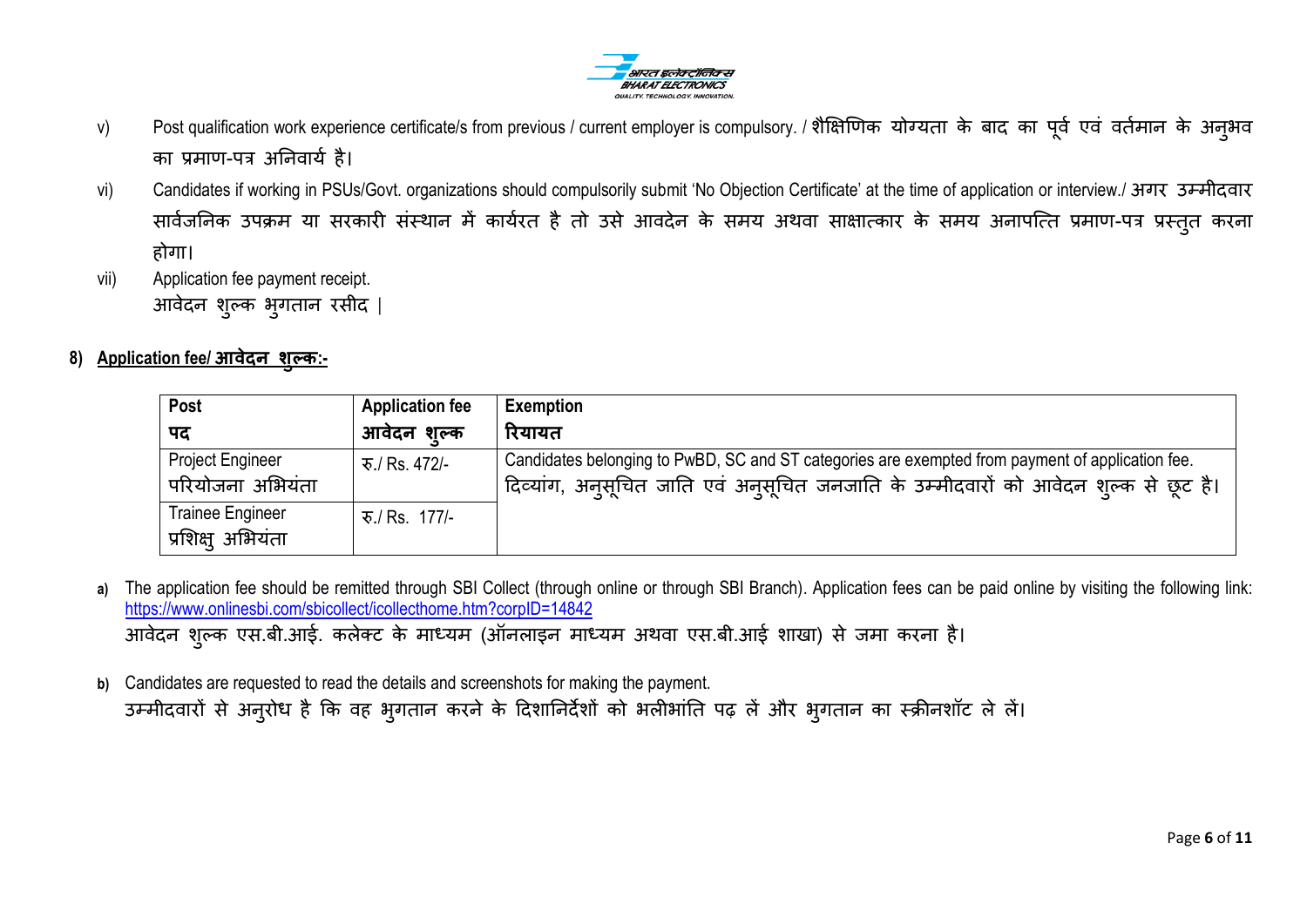v) Post qualification work experience certificate/s from previous / current employer is compulsory. / शैक्षिणिक योग्यता के बाद का पूर्व एवं वर्तमान के अनुभव का प्रमाण-पत्र अनिवार्य है।

vi) Candidates if working in PSUs/Govt. organizations should compulsorily submit 'No Objection Certificate' at the time of application or interview./ अगर उम्मीदवार सार्वजनिक उपक्रम या सरकारी संस्थान में कार्यरत है तो उसे आवदेन के समय अथवा साक्षात्कार के समय अनापत्ति प्रमाण-पत्र प्रस्तुत करना होगा।

vii) Application fee payment receipt.
आवेदन शुल्क भुगतान रसीद |

**8) Application fee/ आवेदन शुल्क:-**

| Post<br>पद | Application fee<br>आवेदन शुल्क | Exemption<br>रियायत |
|---|---|---|
| Project Engineer<br>परियोजना अभियंता | रु./ Rs. 472/- | Candidates belonging to PwBD, SC and ST categories are exempted from payment of application fee.<br>दिव्यांग, अनुसूचित जाति एवं अनुसूचित जनजाति के उम्मीदवारों को आवेदन शुल्क से छूट है। |
| Trainee Engineer<br>प्रशिक्षु अभियंता | रु./ Rs. 177/- | |

a) The application fee should be remitted through SBI Collect (through online or through SBI Branch). Application fees can be paid online by visiting the following link: https://www.onlinesbi.com/sbicollect/icollecthome.htm?corpID=14842
आवेदन शुल्क एस.बी.आई. कलेक्ट के माध्यम (ऑनलाइन माध्यम अथवा एस.बी.आई शाखा) से जमा करना है।

b) Candidates are requested to read the details and screenshots for making the payment.
उम्मीदवारों से अनुरोध है कि वह भुगतान करने के दिशानिर्देशों को भलीभांति पढ़ लें और भुगतान का स्क्रीनशॉट ले लें।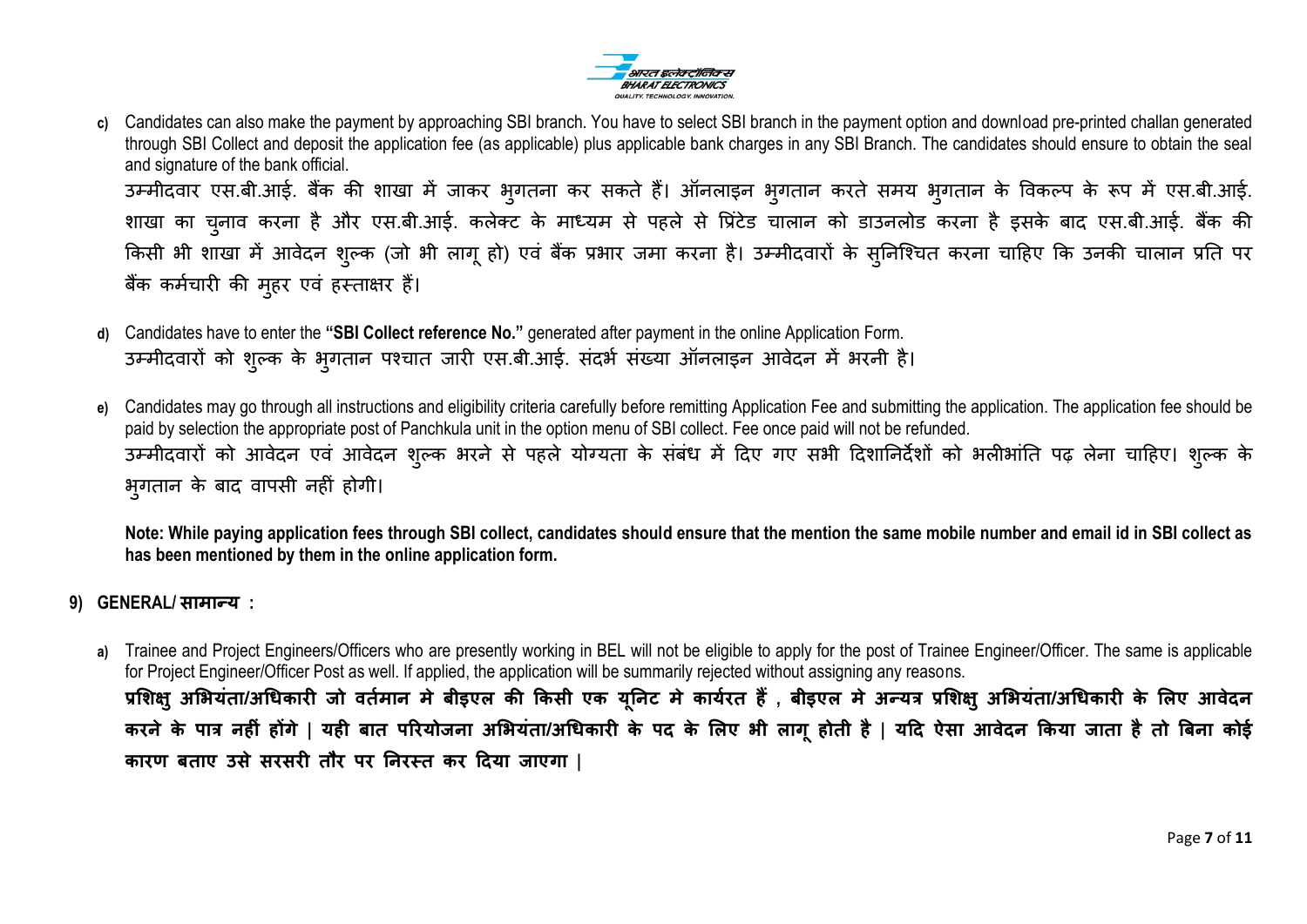c) Candidates can also make the payment by approaching SBI branch. You have to select SBI branch in the payment option and download pre-printed challan generated through SBI Collect and deposit the application fee (as applicable) plus applicable bank charges in any SBI Branch. The candidates should ensure to obtain the seal and signature of the bank official.
उम्मीदवार एस.बी.आई. बैंक की शाखा में जाकर भुगतना कर सकते हैं। ऑनलाइन भुगतान करते समय भुगतान के विकल्प के रूप में एस.बी.आई. शाखा का चुनाव करना है और एस.बी.आई. कलेक्ट के माध्यम से पहले से प्रिंटेड चालान को डाउनलोड करना है इसके बाद एस.बी.आई. बैंक की किसी भी शाखा में आवेदन शुल्क (जो भी लागू हो) एवं बैंक प्रभार जमा करना है। उम्मीदवारों के सुनिश्चित करना चाहिए कि उनकी चालान प्रति पर बैंक कर्मचारी की मुहर एवं हस्ताक्षर हैं।

d) Candidates have to enter the **"SBI Collect reference No."** generated after payment in the online Application Form.
उम्मीदवारों को शुल्क के भुगतान पश्चात जारी एस.बी.आई. संदर्भ संख्या ऑनलाइन आवेदन में भरनी है।

e) Candidates may go through all instructions and eligibility criteria carefully before remitting Application Fee and submitting the application. The application fee should be paid by selection the appropriate post of Panchkula unit in the option menu of SBI collect. Fee once paid will not be refunded.
उम्मीदवारों को आवेदन एवं आवेदन शुल्क भरने से पहले योग्यता के संबंध में दिए गए सभी दिशानिर्देशों को भलीभांति पढ़ लेना चाहिए। शुल्क के भुगतान के बाद वापसी नहीं होगी।

**Note: While paying application fees through SBI collect, candidates should ensure that the mention the same mobile number and email id in SBI collect as has been mentioned by them in the online application form.**

## 9) GENERAL/ सामान्य :

a) Trainee and Project Engineers/Officers who are presently working in BEL will not be eligible to apply for the post of Trainee Engineer/Officer. The same is applicable for Project Engineer/Officer Post as well. If applied, the application will be summarily rejected without assigning any reasons.
**प्रशिक्षु अभियंता/अधिकारी जो वर्तमान मे बीइएल की किसी एक यूनिट मे कार्यरत हैं , बीइएल मे अन्यत्र प्रशिक्षु अभियंता/अधिकारी के लिए आवेदन करने के पात्र नहीं होंगे | यही बात परियोजना अभियंता/अधिकारी के पद के लिए भी लागू होती है | यदि ऐसा आवेदन किया जाता है तो बिना कोई कारण बताए उसे सरसरी तौर पर निरस्त कर दिया जाएगा |**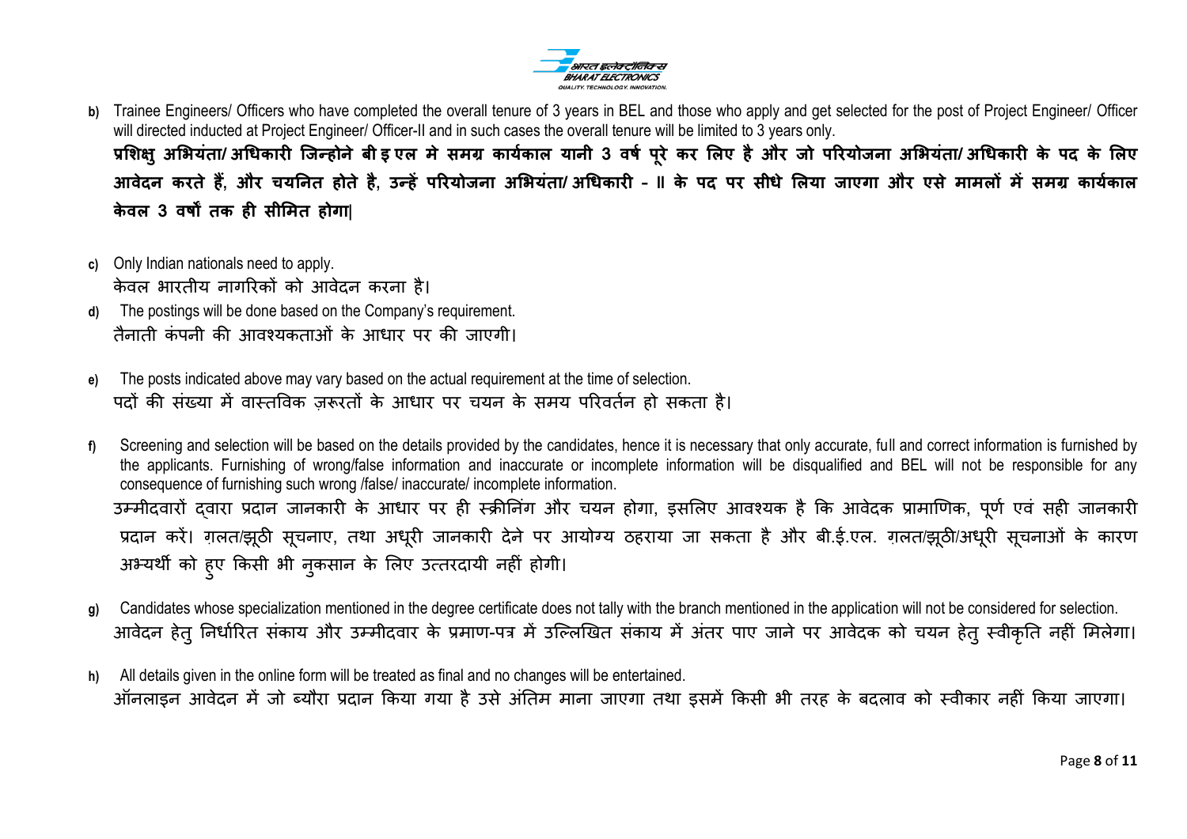b) Trainee Engineers/ Officers who have completed the overall tenure of 3 years in BEL and those who apply and get selected for the post of Project Engineer/ Officer will directed inducted at Project Engineer/ Officer-II and in such cases the overall tenure will be limited to 3 years only.
**प्रशिक्षु अभियंता/ अधिकारी जिन्होने बी इ एल मे समग्र कार्यकाल यानी 3 वर्ष पूरे कर लिए है और जो परियोजना अभियंता/ अधिकारी के पद के लिए आवेदन करते हैं, और चयनित होते है, उन्हें परियोजना अभियंता/ अधिकारी - II के पद पर सीधे लिया जाएगा और एसे मामलों में समग्र कार्यकाल केवल 3 वर्षों तक ही सीमित होगा|**

c) Only Indian nationals need to apply.
केवल भारतीय नागरिकों को आवेदन करना है।

d) The postings will be done based on the Company's requirement.
तैनाती कंपनी की आवश्यकताओं के आधार पर की जाएगी।

e) The posts indicated above may vary based on the actual requirement at the time of selection.
पदों की संख्या में वास्तविक ज़रूरतों के आधार पर चयन के समय परिवर्तन हो सकता है।

f) Screening and selection will be based on the details provided by the candidates, hence it is necessary that only accurate, full and correct information is furnished by the applicants. Furnishing of wrong/false information and inaccurate or incomplete information will be disqualified and BEL will not be responsible for any consequence of furnishing such wrong /false/ inaccurate/ incomplete information.
उम्मीदवारों द्वारा प्रदान जानकारी के आधार पर ही स्क्रीनिंग और चयन होगा, इसलिए आवश्यक है कि आवेदक प्रामाणिक, पूर्ण एवं सही जानकारी प्रदान करें। ग़लत/झूठी सूचनाए, तथा अधूरी जानकारी देने पर आयोग्य ठहराया जा सकता है और बी.ई.एल. ग़लत/झूठी/अधूरी सूचनाओं के कारण अभ्यर्थी को हुए किसी भी नुकसान के लिए उत्तरदायी नहीं होगी।

g) Candidates whose specialization mentioned in the degree certificate does not tally with the branch mentioned in the application will not be considered for selection.
आवेदन हेतु निर्धारित संकाय और उम्मीदवार के प्रमाण-पत्र में उल्लिखित संकाय में अंतर पाए जाने पर आवेदक को चयन हेतु स्वीकृति नहीं मिलेगा।

h) All details given in the online form will be treated as final and no changes will be entertained.
ऑनलाइन आवेदन में जो ब्यौरा प्रदान किया गया है उसे अंतिम माना जाएगा तथा इसमें किसी भी तरह के बदलाव को स्वीकार नहीं किया जाएगा।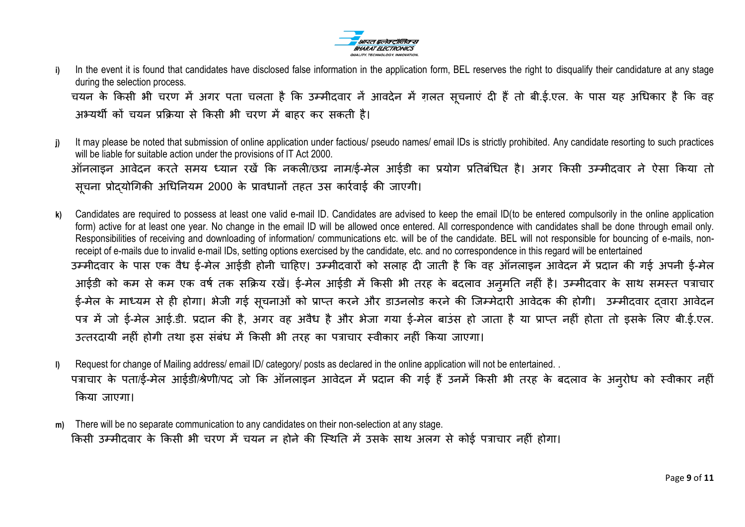i) In the event it is found that candidates have disclosed false information in the application form, BEL reserves the right to disqualify their candidature at any stage during the selection process.

चयन के किसी भी चरण में अगर पता चलता है कि उम्मीदवार नें आवदेन में ग़लत सूचनाएं दी हैं तो बी.ई.एल. के पास यह अधिकार है कि वह अभ्यर्थी कों चयन प्रक्रिया से किसी भी चरण में बाहर कर सकती है।

j) It may please be noted that submission of online application under factious/ pseudo names/ email IDs is strictly prohibited. Any candidate resorting to such practices will be liable for suitable action under the provisions of IT Act 2000.

ऑनलाइन आवेदन करते समय ध्यान रखें कि नकली/छद्म नाम/ई-मेल आईडी का प्रयोग प्रतिबंधित है। अगर किसी उम्मीदवार ने ऐसा किया तो सूचना प्रोद्योगिकी अधिनियम 2000 के प्रावधानों तहत उस कार्रवाई की जाएगी।

k) Candidates are required to possess at least one valid e-mail ID. Candidates are advised to keep the email ID(to be entered compulsorily in the online application form) active for at least one year. No change in the email ID will be allowed once entered. All correspondence with candidates shall be done through email only. Responsibilities of receiving and downloading of information/ communications etc. will be of the candidate. BEL will not responsible for bouncing of e-mails, non-receipt of e-mails due to invalid e-mail IDs, setting options exercised by the candidate, etc. and no correspondence in this regard will be entertained

उम्मीदवार के पास एक वैध ई-मेल आईडी होनी चाहिए। उम्मीदवारों को सलाह दी जाती है कि वह ऑनलाइन आवेदन में प्रदान की गई अपनी ई-मेल आईडी को कम से कम एक वर्ष तक सक्रिय रखें। ई-मेल आईडी में किसी भी तरह के बदलाव अनुमति नहीं है। उम्मीदवार के साथ समस्त पत्राचार ई-मेल के माध्यम से ही होगा। भेजी गई सूचनाओं को प्राप्त करने और डाउनलोड करने की जिम्मेदारी आवेदक की होगी। उम्मीदवार द्वारा आवेदन पत्र में जो ई-मेल आई.डी. प्रदान की है, अगर वह अवैध है और भेजा गया ई-मेल बाउंस हो जाता है या प्राप्त नहीं होता तो इसके लिए बी.ई.एल. उत्तरदायी नहीं होगी तथा इस संबंध में किसी भी तरह का पत्राचार स्वीकार नहीं किया जाएगा।

l) Request for change of Mailing address/ email ID/ category/ posts as declared in the online application will not be entertained. .

पत्राचार के पता/ई-मेल आईडी/श्रेणी/पद जो कि ऑनलाइन आवेदन में प्रदान की गई हैं उनमें किसी भी तरह के बदलाव के अनुरोध को स्वीकार नहीं किया जाएगा।

m) There will be no separate communication to any candidates on their non-selection at any stage.

किसी उम्मीदवार के किसी भी चरण में चयन न होने की स्थिति में उसके साथ अलग से कोई पत्राचार नहीं होगा।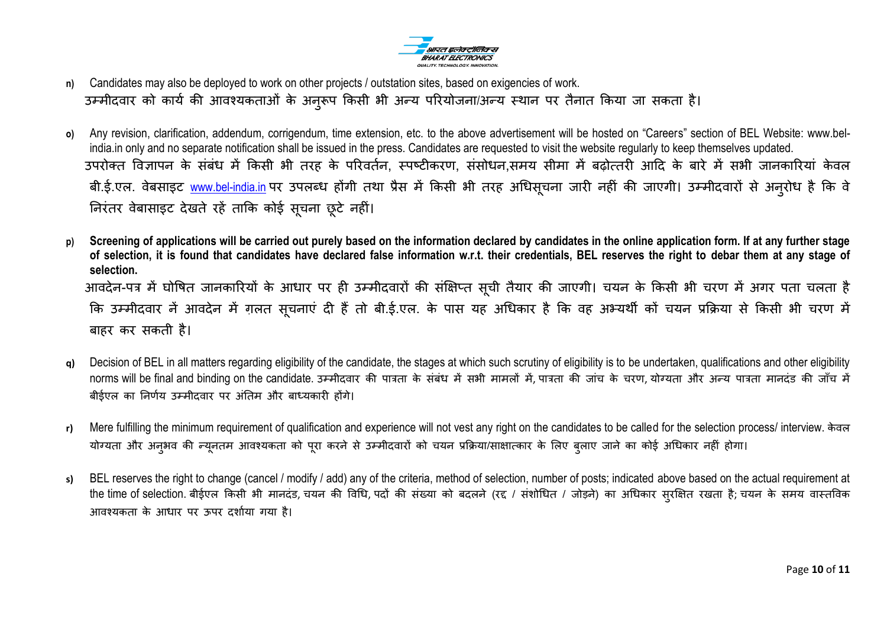**n)** Candidates may also be deployed to work on other projects / outstation sites, based on exigencies of work.
उम्मीदवार को कार्य की आवश्यकताओं के अनुरूप किसी भी अन्य परियोजना/अन्य स्थान पर तैनात किया जा सकता है।

**o)** Any revision, clarification, addendum, corrigendum, time extension, etc. to the above advertisement will be hosted on "Careers" section of BEL Website: www.bel-india.in only and no separate notification shall be issued in the press. Candidates are requested to visit the website regularly to keep themselves updated.
उपरोक्त विज्ञापन के संबंध में किसी भी तरह के परिवर्तन, स्पष्टीकरण, संसोधन,समय सीमा में बढ़ोत्तरी आदि के बारे में सभी जानकारियां केवल बी.ई.एल. वेबसाइट www.bel-india.in पर उपलब्ध होंगी तथा प्रैस में किसी भी तरह अधिसूचना जारी नहीं की जाएगी। उम्मीदवारों से अनुरोध है कि वे निरंतर वेबासाइट देखते रहें ताकि कोई सूचना छूटे नहीं।

**p)** **Screening of applications will be carried out purely based on the information declared by candidates in the online application form. If at any further stage of selection, it is found that candidates have declared false information w.r.t. their credentials, BEL reserves the right to debar them at any stage of selection.**
आवदेन-पत्र में घोषित जानकारियों के आधार पर ही उम्मीदवारों की संक्षिप्त सूची तैयार की जाएगी। चयन के किसी भी चरण में अगर पता चलता है कि उम्मीदवार नें आवदेन में ग़लत सूचनाएं दी हैं तो बी.ई.एल. के पास यह अधिकार है कि वह अभ्यर्थी कों चयन प्रक्रिया से किसी भी चरण में बाहर कर सकती है।

**q)** Decision of BEL in all matters regarding eligibility of the candidate, the stages at which such scrutiny of eligibility is to be undertaken, qualifications and other eligibility norms will be final and binding on the candidate. उम्मीदवार की पात्रता के संबंध में सभी मामलों में, पात्रता की जांच के चरण, योग्यता और अन्य पात्रता मानदंड की जाँच में बीईएल का निर्णय उम्मीदवार पर अंतिम और बाध्यकारी होंगे।

**r)** Mere fulfilling the minimum requirement of qualification and experience will not vest any right on the candidates to be called for the selection process/ interview. केवल योग्यता और अनुभव की न्यूनतम आवश्यकता को पूरा करने से उम्मीदवारों को चयन प्रक्रिया/साक्षात्कार के लिए बुलाए जाने का कोई अधिकार नहीं होगा।

**s)** BEL reserves the right to change (cancel / modify / add) any of the criteria, method of selection, number of posts; indicated above based on the actual requirement at the time of selection. बीईएल किसी भी मानदंड, चयन की विधि, पदों की संख्या को बदलने (रद्द / संशोधित / जोड़ने) का अधिकार सुरक्षित रखता है; चयन के समय वास्तविक आवश्यकता के आधार पर ऊपर दर्शाया गया है।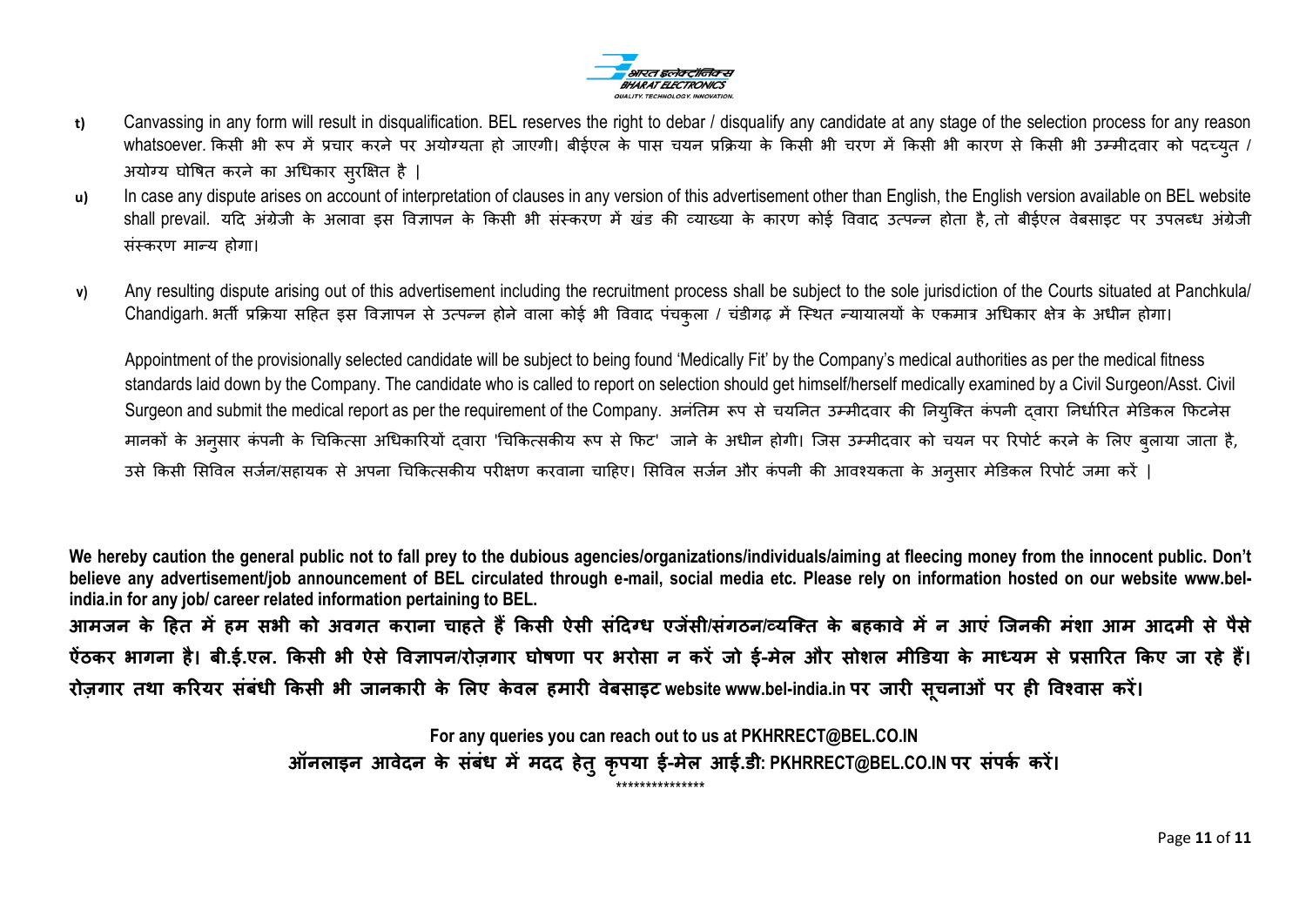- **t)** Canvassing in any form will result in disqualification. BEL reserves the right to debar / disqualify any candidate at any stage of the selection process for any reason whatsoever. किसी भी रूप में प्रचार करने पर अयोग्यता हो जाएगी। बीईएल के पास चयन प्रक्रिया के किसी भी चरण में किसी भी कारण से किसी भी उम्मीदवार को पदच्युत / अयोग्य घोषित करने का अधिकार सुरक्षित है |

- **u)** In case any dispute arises on account of interpretation of clauses in any version of this advertisement other than English, the English version available on BEL website shall prevail. यदि अंग्रेजी के अलावा इस विज्ञापन के किसी भी संस्करण में खंड की व्याख्या के कारण कोई विवाद उत्पन्न होता है, तो बीईएल वेबसाइट पर उपलब्ध अंग्रेजी संस्करण मान्य होगा।

- **v)** Any resulting dispute arising out of this advertisement including the recruitment process shall be subject to the sole jurisdiction of the Courts situated at Panchkula/ Chandigarh. भर्ती प्रक्रिया सहित इस विज्ञापन से उत्पन्न होने वाला कोई भी विवाद पंचकुला / चंडीगढ़ में स्थित न्यायालयों के एकमात्र अधिकार क्षेत्र के अधीन होगा।

  Appointment of the provisionally selected candidate will be subject to being found 'Medically Fit' by the Company's medical authorities as per the medical fitness standards laid down by the Company. The candidate who is called to report on selection should get himself/herself medically examined by a Civil Surgeon/Asst. Civil Surgeon and submit the medical report as per the requirement of the Company. अनंतिम रूप से चयनित उम्मीदवार की नियुक्ति कंपनी द्वारा निर्धारित मेडिकल फिटनेस मानकों के अनुसार कंपनी के चिकित्सा अधिकारियों द्वारा 'चिकित्सकीय रूप से फिट' जाने के अधीन होगी। जिस उम्मीदवार को चयन पर रिपोर्ट करने के लिए बुलाया जाता है, उसे किसी सिविल सर्जन/सहायक से अपना चिकित्सकीय परीक्षण करवाना चाहिए। सिविल सर्जन और कंपनी की आवश्यकता के अनुसार मेडिकल रिपोर्ट जमा करें |

**We hereby caution the general public not to fall prey to the dubious agencies/organizations/individuals/aiming at fleecing money from the innocent public. Don't believe any advertisement/job announcement of BEL circulated through e-mail, social media etc. Please rely on information hosted on our website www.bel-india.in for any job/ career related information pertaining to BEL.**

**आमजन के हित में हम सभी को अवगत कराना चाहते हैं किसी ऐसी संदिग्ध एजेंसी/संगठन/व्यक्ति के बहकावे में न आएं जिनकी मंशा आम आदमी से पैसे ऐंठकर भागना है। बी.ई.एल. किसी भी ऐसे विज्ञापन/रोज़गार घोषणा पर भरोसा न करें जो ई-मेल और सोशल मीडिया के माध्यम से प्रसारित किए जा रहे हैं। रोज़गार तथा करियर संबंधी किसी भी जानकारी के लिए केवल हमारी वेबसाइट website www.bel-india.in पर जारी सूचनाओं पर ही विश्वास करें।**

**For any queries you can reach out to us at PKHRRECT@BEL.CO.IN**

**ऑनलाइन आवेदन के संबंध में मदद हेतु कृपया ई-मेल आई.डी: PKHRRECT@BEL.CO.IN पर संपर्क करें।**

\*\*\*\*\*\*\*\*\*\*\*\*\*\*\*